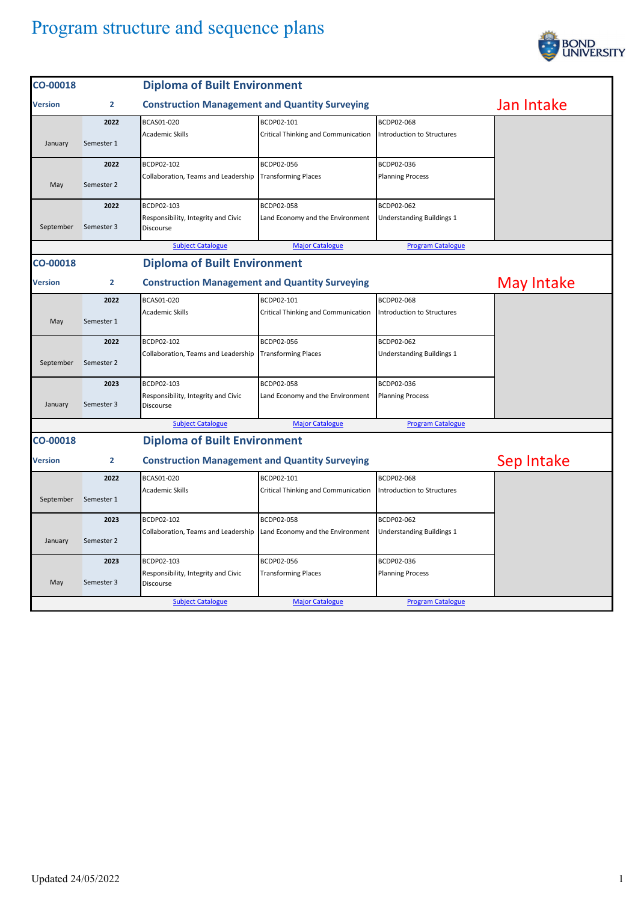# Program structure and sequence plans

| CO-00018 | | Diploma of Built Environment | | | |
|---|---|---|---|---|---|
| **Version** | **2** | **Construction Management and Quantity Surveying** | | | **Jan Intake** |
| January | 2022 Semester 1 | BCAS01-020 Academic Skills | BCDP02-101 Critical Thinking and Communication | BCDP02-068 Introduction to Structures | |
| May | 2022 Semester 2 | BCDP02-102 Collaboration, Teams and Leadership | BCDP02-056 Transforming Places | BCDP02-036 Planning Process | |
| September | 2022 Semester 3 | BCDP02-103 Responsibility, Integrity and Civic Discourse | BCDP02-058 Land Economy and the Environment | BCDP02-062 Understanding Buildings 1 | |
| | | Subject Catalogue | Major Catalogue | Program Catalogue | |

| CO-00018 | | Diploma of Built Environment | | | |
|---|---|---|---|---|---|
| **Version** | **2** | **Construction Management and Quantity Surveying** | | | **May Intake** |
| May | 2022 Semester 1 | BCAS01-020 Academic Skills | BCDP02-101 Critical Thinking and Communication | BCDP02-068 Introduction to Structures | |
| September | 2022 Semester 2 | BCDP02-102 Collaboration, Teams and Leadership | BCDP02-056 Transforming Places | BCDP02-062 Understanding Buildings 1 | |
| January | 2023 Semester 3 | BCDP02-103 Responsibility, Integrity and Civic Discourse | BCDP02-058 Land Economy and the Environment | BCDP02-036 Planning Process | |
| | | Subject Catalogue | Major Catalogue | Program Catalogue | |

| CO-00018 | | Diploma of Built Environment | | | |
|---|---|---|---|---|---|
| **Version** | **2** | **Construction Management and Quantity Surveying** | | | **Sep Intake** |
| September | 2022 Semester 1 | BCAS01-020 Academic Skills | BCDP02-101 Critical Thinking and Communication | BCDP02-068 Introduction to Structures | |
| January | 2023 Semester 2 | BCDP02-102 Collaboration, Teams and Leadership | BCDP02-058 Land Economy and the Environment | BCDP02-062 Understanding Buildings 1 | |
| May | 2023 Semester 3 | BCDP02-103 Responsibility, Integrity and Civic Discourse | BCDP02-056 Transforming Places | BCDP02-036 Planning Process | |
| | | Subject Catalogue | Major Catalogue | Program Catalogue | |

Updated 24/05/2022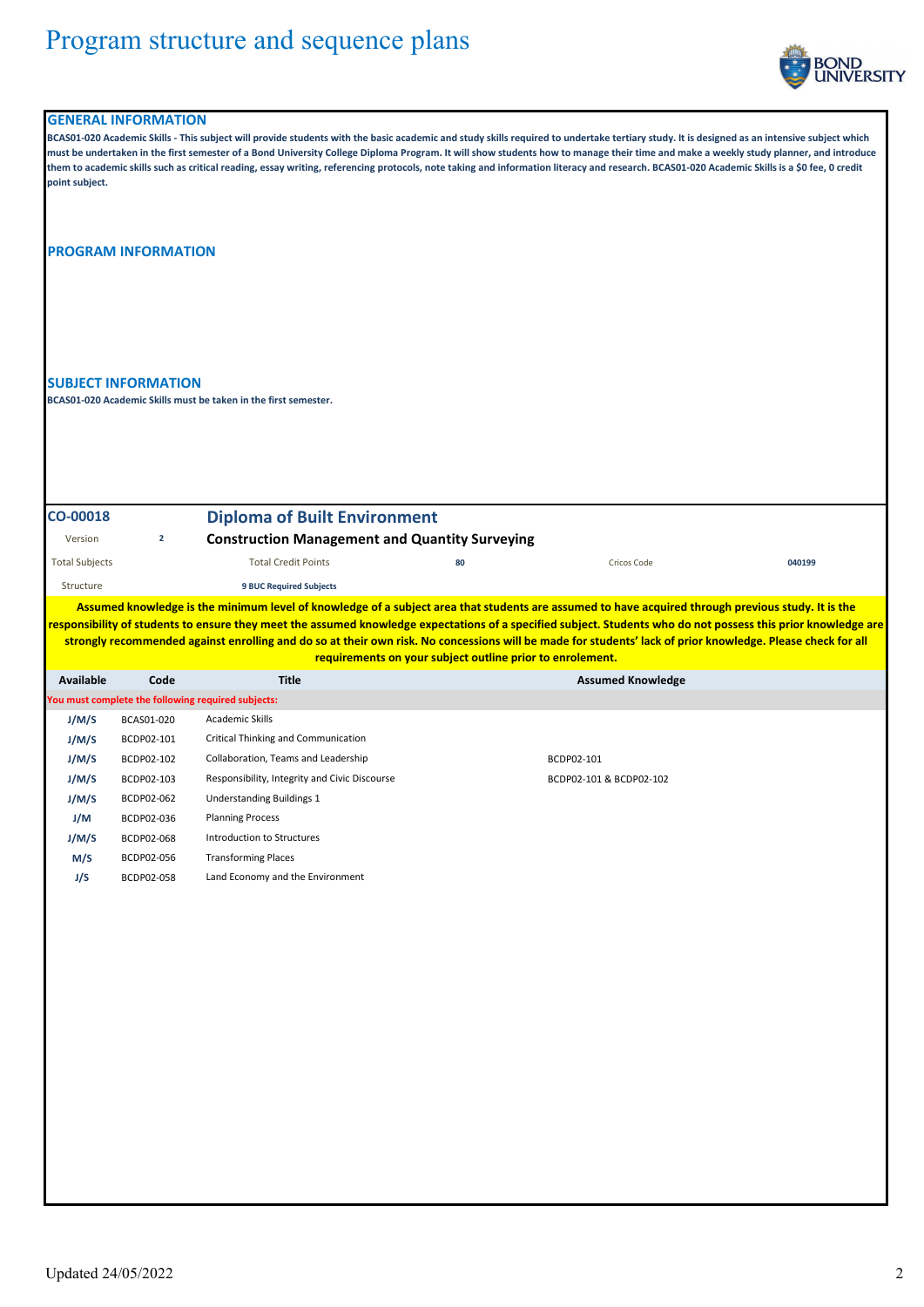# Program structure and sequence plans

## GENERAL INFORMATION

**BCAS01-020 Academic Skills - This subject will provide students with the basic academic and study skills required to undertake tertiary study. It is designed as an intensive subject which must be undertaken in the first semester of a Bond University College Diploma Program. It will show students how to manage their time and make a weekly study planner, and introduce them to academic skills such as critical reading, essay writing, referencing protocols, note taking and information literacy and research. BCAS01-020 Academic Skills is a $0 fee, 0 credit point subject.**

## PROGRAM INFORMATION

## SUBJECT INFORMATION

**BCAS01-020 Academic Skills must be taken in the first semester.**

## CO-00018 Diploma of Built Environment

### Construction Management and Quantity Surveying

| | | | | | |
|---|---|---|---|---|---|
| Version | 2 | | | | |
| Total Subjects | | Total Credit Points | 80 | Cricos Code | 040199 |
| Structure | | 9 BUC Required Subjects | | | |

**Assumed knowledge is the minimum level of knowledge of a subject area that students are assumed to have acquired through previous study. It is the responsibility of students to ensure they meet the assumed knowledge expectations of a specified subject. Students who do not possess this prior knowledge are strongly recommended against enrolling and do so at their own risk. No concessions will be made for students' lack of prior knowledge. Please check for all requirements on your subject outline prior to enrolement.**

| Available | Code | Title | Assumed Knowledge |
|---|---|---|---|
| You must complete the following required subjects: | | | |
| J/M/S | BCAS01-020 | Academic Skills | |
| J/M/S | BCDP02-101 | Critical Thinking and Communication | |
| J/M/S | BCDP02-102 | Collaboration, Teams and Leadership | BCDP02-101 |
| J/M/S | BCDP02-103 | Responsibility, Integrity and Civic Discourse | BCDP02-101 & BCDP02-102 |
| J/M/S | BCDP02-062 | Understanding Buildings 1 | |
| J/M | BCDP02-036 | Planning Process | |
| J/M/S | BCDP02-068 | Introduction to Structures | |
| M/S | BCDP02-056 | Transforming Places | |
| J/S | BCDP02-058 | Land Economy and the Environment | |

Updated 24/05/2022